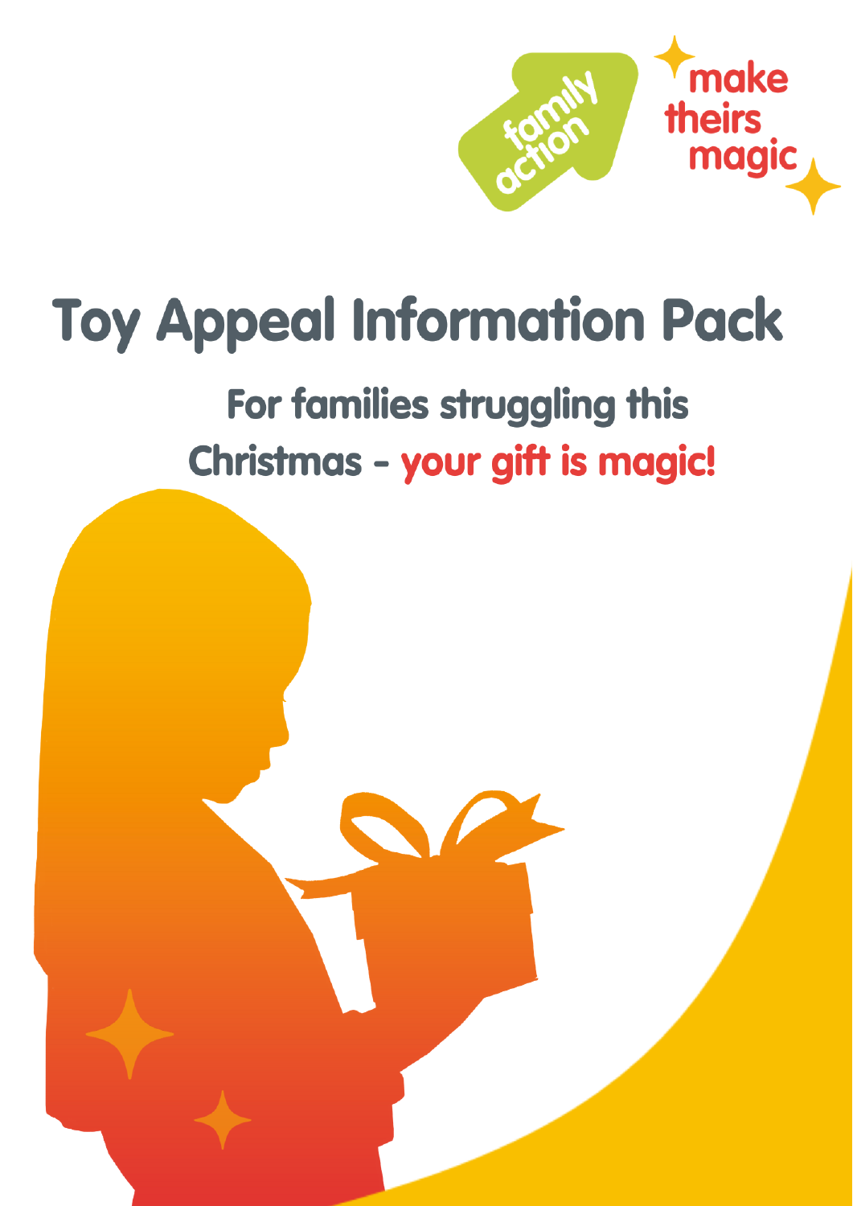family action

make theirs magic

# Toy Appeal Information Pack

## For families struggling this Christmas - your gift is magic!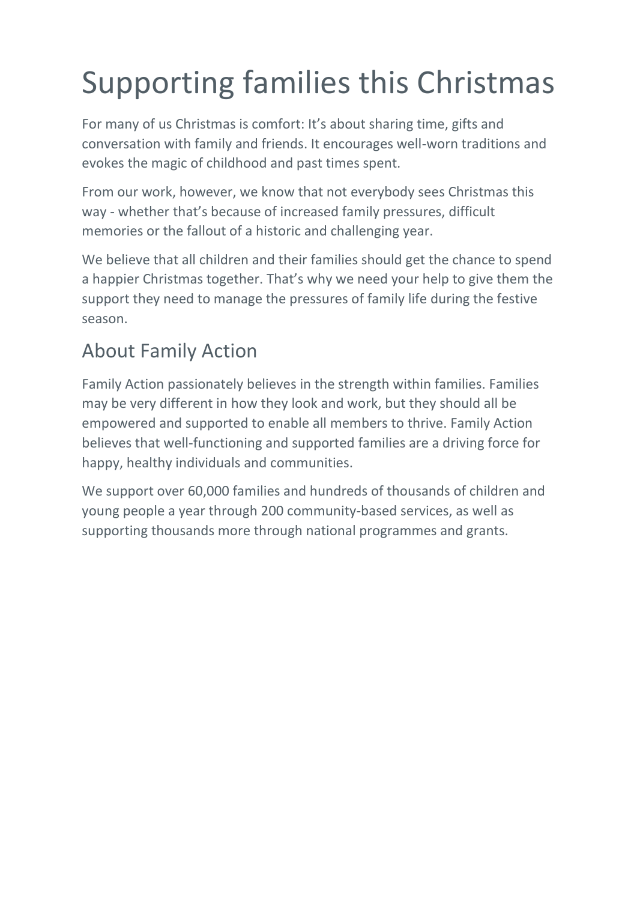# Supporting families this Christmas

For many of us Christmas is comfort: It's about sharing time, gifts and conversation with family and friends. It encourages well-worn traditions and evokes the magic of childhood and past times spent.

From our work, however, we know that not everybody sees Christmas this way - whether that's because of increased family pressures, difficult memories or the fallout of a historic and challenging year.

We believe that all children and their families should get the chance to spend a happier Christmas together. That's why we need your help to give them the support they need to manage the pressures of family life during the festive season.

## About Family Action

Family Action passionately believes in the strength within families. Families may be very different in how they look and work, but they should all be empowered and supported to enable all members to thrive. Family Action believes that well-functioning and supported families are a driving force for happy, healthy individuals and communities.

We support over 60,000 families and hundreds of thousands of children and young people a year through 200 community-based services, as well as supporting thousands more through national programmes and grants.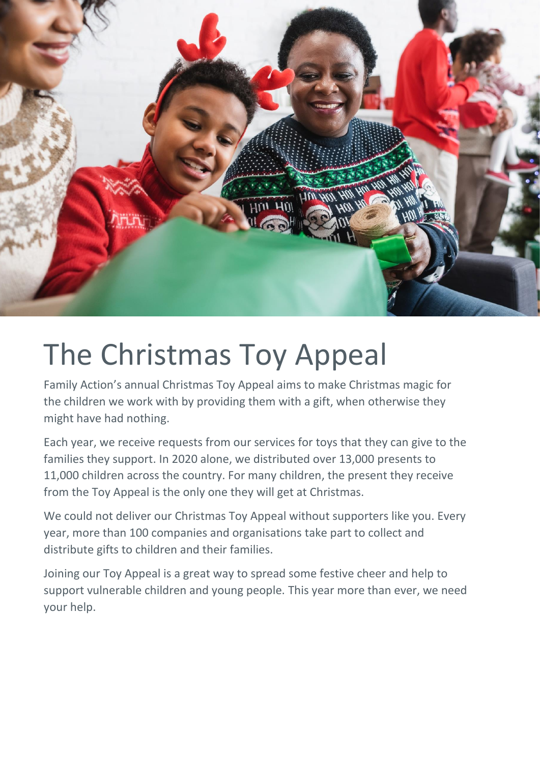# The Christmas Toy Appeal

Family Action's annual Christmas Toy Appeal aims to make Christmas magic for the children we work with by providing them with a gift, when otherwise they might have had nothing.

Each year, we receive requests from our services for toys that they can give to the families they support. In 2020 alone, we distributed over 13,000 presents to 11,000 children across the country. For many children, the present they receive from the Toy Appeal is the only one they will get at Christmas.

We could not deliver our Christmas Toy Appeal without supporters like you. Every year, more than 100 companies and organisations take part to collect and distribute gifts to children and their families.

Joining our Toy Appeal is a great way to spread some festive cheer and help to support vulnerable children and young people. This year more than ever, we need your help.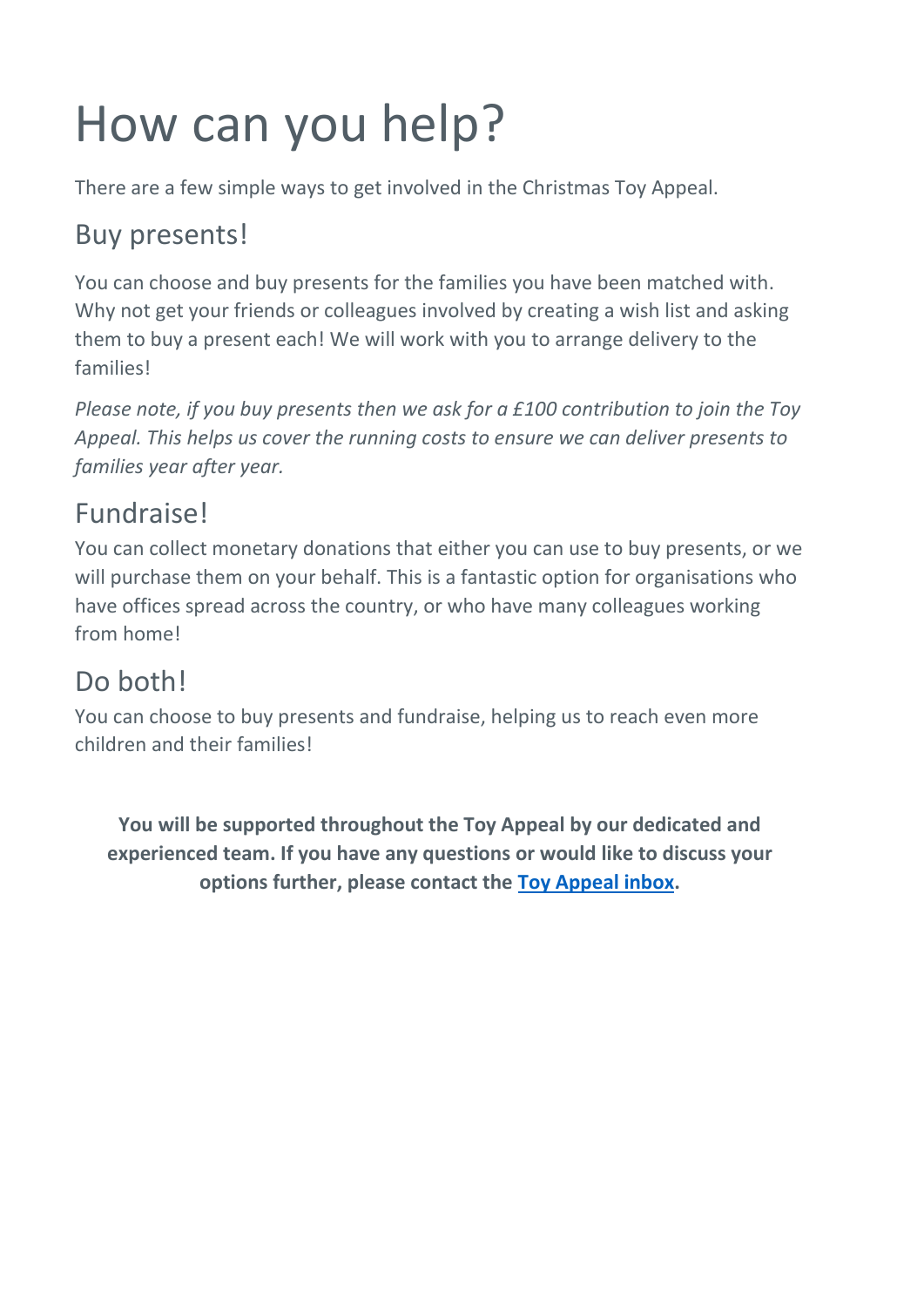# How can you help?

There are a few simple ways to get involved in the Christmas Toy Appeal.

## Buy presents!

You can choose and buy presents for the families you have been matched with. Why not get your friends or colleagues involved by creating a wish list and asking them to buy a present each! We will work with you to arrange delivery to the families!

*Please note, if you buy presents then we ask for a £100 contribution to join the Toy Appeal. This helps us cover the running costs to ensure we can deliver presents to families year after year.*

## Fundraise!

You can collect monetary donations that either you can use to buy presents, or we will purchase them on your behalf. This is a fantastic option for organisations who have offices spread across the country, or who have many colleagues working from home!

## Do both!

You can choose to buy presents and fundraise, helping us to reach even more children and their families!

**You will be supported throughout the Toy Appeal by our dedicated and experienced team. If you have any questions or would like to discuss your options further, please contact the Toy Appeal inbox.**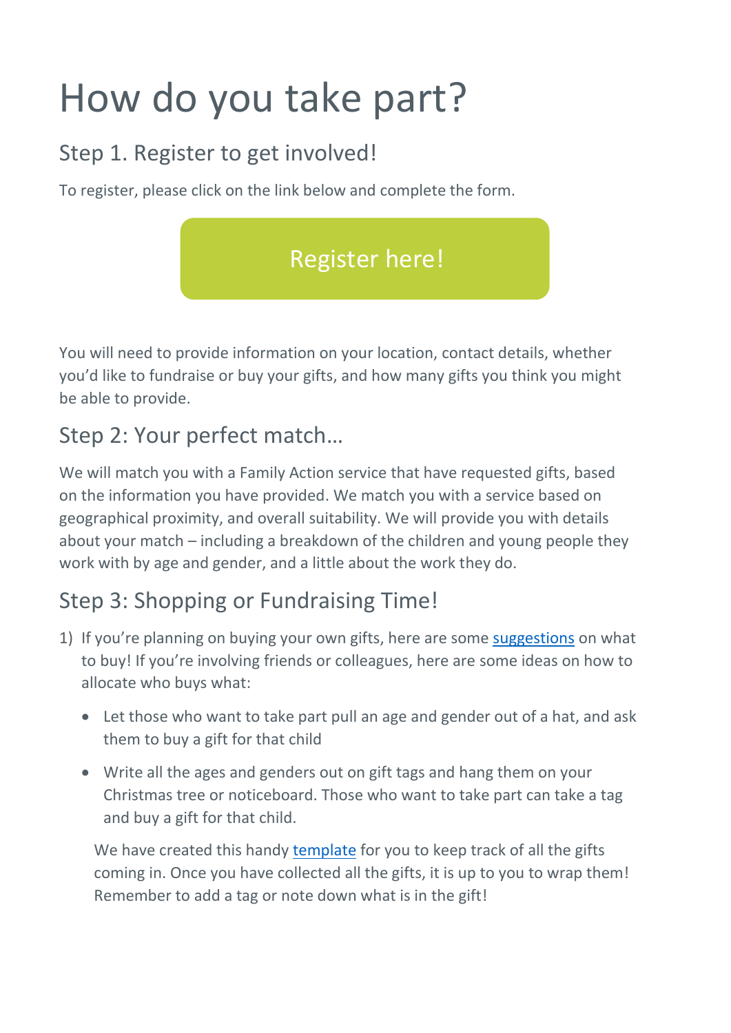# How do you take part?

## Step 1. Register to get involved!

To register, please click on the link below and complete the form.

[Register here!]

You will need to provide information on your location, contact details, whether you'd like to fundraise or buy your gifts, and how many gifts you think you might be able to provide.

## Step 2: Your perfect match…

We will match you with a Family Action service that have requested gifts, based on the information you have provided. We match you with a service based on geographical proximity, and overall suitability. We will provide you with details about your match – including a breakdown of the children and young people they work with by age and gender, and a little about the work they do.

## Step 3: Shopping or Fundraising Time!

1) If you're planning on buying your own gifts, here are some suggestions on what to buy! If you're involving friends or colleagues, here are some ideas on how to allocate who buys what:

   - Let those who want to take part pull an age and gender out of a hat, and ask them to buy a gift for that child
   - Write all the ages and genders out on gift tags and hang them on your Christmas tree or noticeboard. Those who want to take part can take a tag and buy a gift for that child.

   We have created this handy template for you to keep track of all the gifts coming in. Once you have collected all the gifts, it is up to you to wrap them! Remember to add a tag or note down what is in the gift!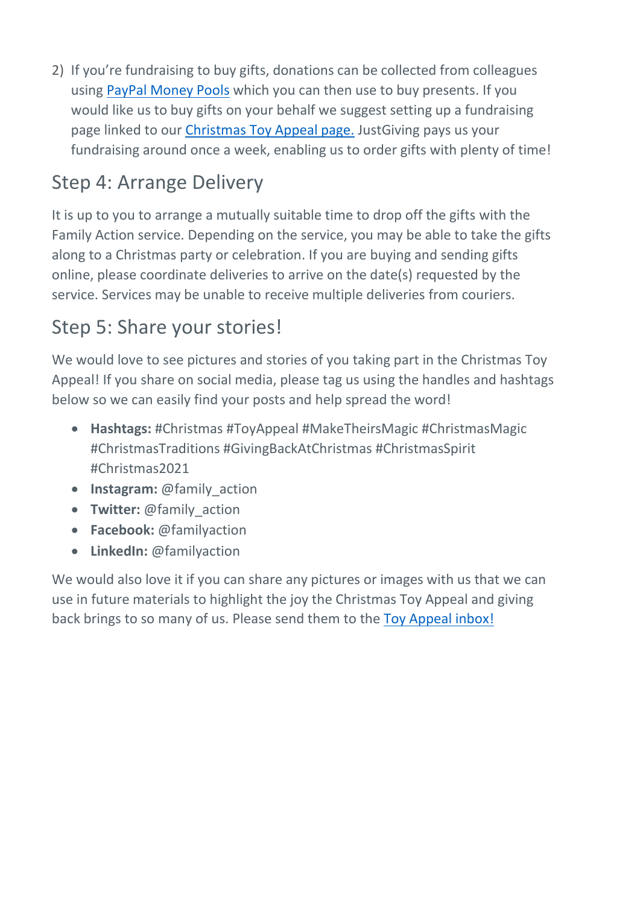2) If you're fundraising to buy gifts, donations can be collected from colleagues using PayPal Money Pools which you can then use to buy presents. If you would like us to buy gifts on your behalf we suggest setting up a fundraising page linked to our Christmas Toy Appeal page. JustGiving pays us your fundraising around once a week, enabling us to order gifts with plenty of time!

## Step 4: Arrange Delivery

It is up to you to arrange a mutually suitable time to drop off the gifts with the Family Action service. Depending on the service, you may be able to take the gifts along to a Christmas party or celebration. If you are buying and sending gifts online, please coordinate deliveries to arrive on the date(s) requested by the service. Services may be unable to receive multiple deliveries from couriers.

## Step 5: Share your stories!

We would love to see pictures and stories of you taking part in the Christmas Toy Appeal! If you share on social media, please tag us using the handles and hashtags below so we can easily find your posts and help spread the word!

- **Hashtags:** #Christmas #ToyAppeal #MakeTheirsMagic #ChristmasMagic #ChristmasTraditions #GivingBackAtChristmas #ChristmasSpirit #Christmas2021
- **Instagram:** @family_action
- **Twitter:** @family_action
- **Facebook:** @familyaction
- **LinkedIn:** @familyaction

We would also love it if you can share any pictures or images with us that we can use in future materials to highlight the joy the Christmas Toy Appeal and giving back brings to so many of us. Please send them to the Toy Appeal inbox!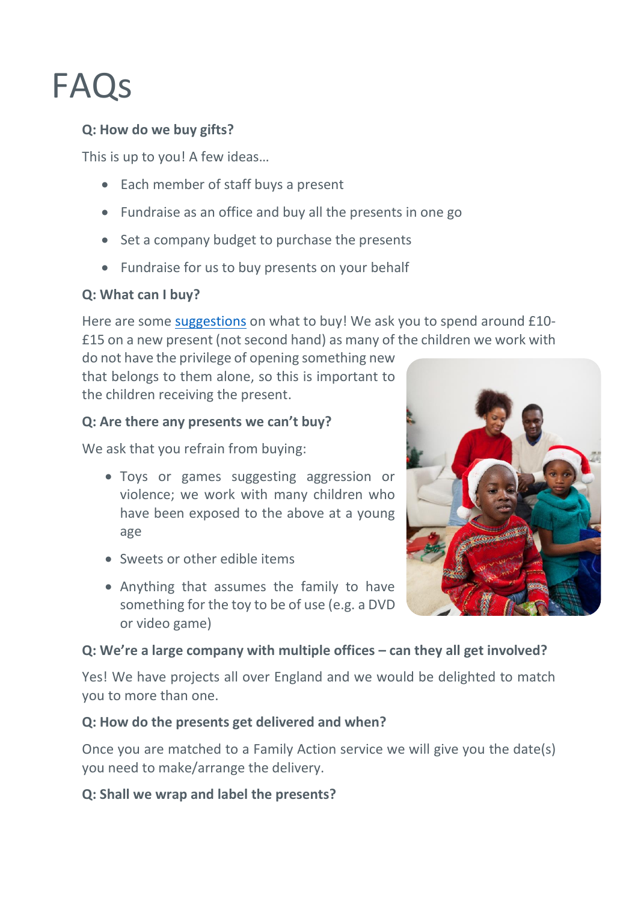# FAQs

**Q: How do we buy gifts?**

This is up to you! A few ideas…

- Each member of staff buys a present
- Fundraise as an office and buy all the presents in one go
- Set a company budget to purchase the presents
- Fundraise for us to buy presents on your behalf

**Q: What can I buy?**

Here are some suggestions on what to buy! We ask you to spend around £10-£15 on a new present (not second hand) as many of the children we work with do not have the privilege of opening something new that belongs to them alone, so this is important to the children receiving the present.

**Q: Are there any presents we can't buy?**

We ask that you refrain from buying:

- Toys or games suggesting aggression or violence; we work with many children who have been exposed to the above at a young age
- Sweets or other edible items
- Anything that assumes the family to have something for the toy to be of use (e.g. a DVD or video game)

**Q: We're a large company with multiple offices – can they all get involved?**

Yes! We have projects all over England and we would be delighted to match you to more than one.

**Q: How do the presents get delivered and when?**

Once you are matched to a Family Action service we will give you the date(s) you need to make/arrange the delivery.

**Q: Shall we wrap and label the presents?**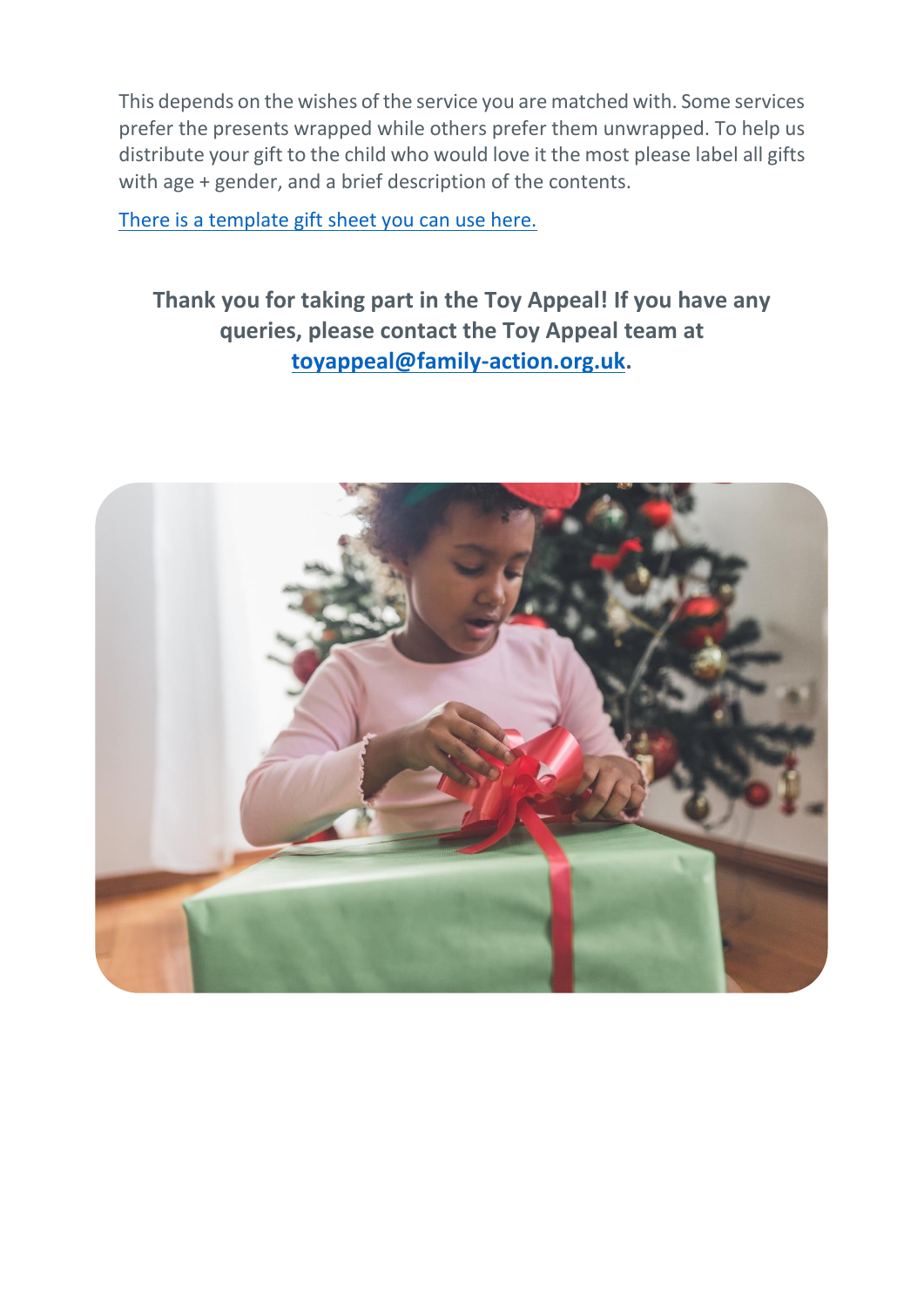This depends on the wishes of the service you are matched with. Some services prefer the presents wrapped while others prefer them unwrapped. To help us distribute your gift to the child who would love it the most please label all gifts with age + gender, and a brief description of the contents.

[There is a template gift sheet you can use here.]

**Thank you for taking part in the Toy Appeal! If you have any queries, please contact the Toy Appeal team at [toyappeal@family-action.org.uk](mailto:toyappeal@family-action.org.uk).**